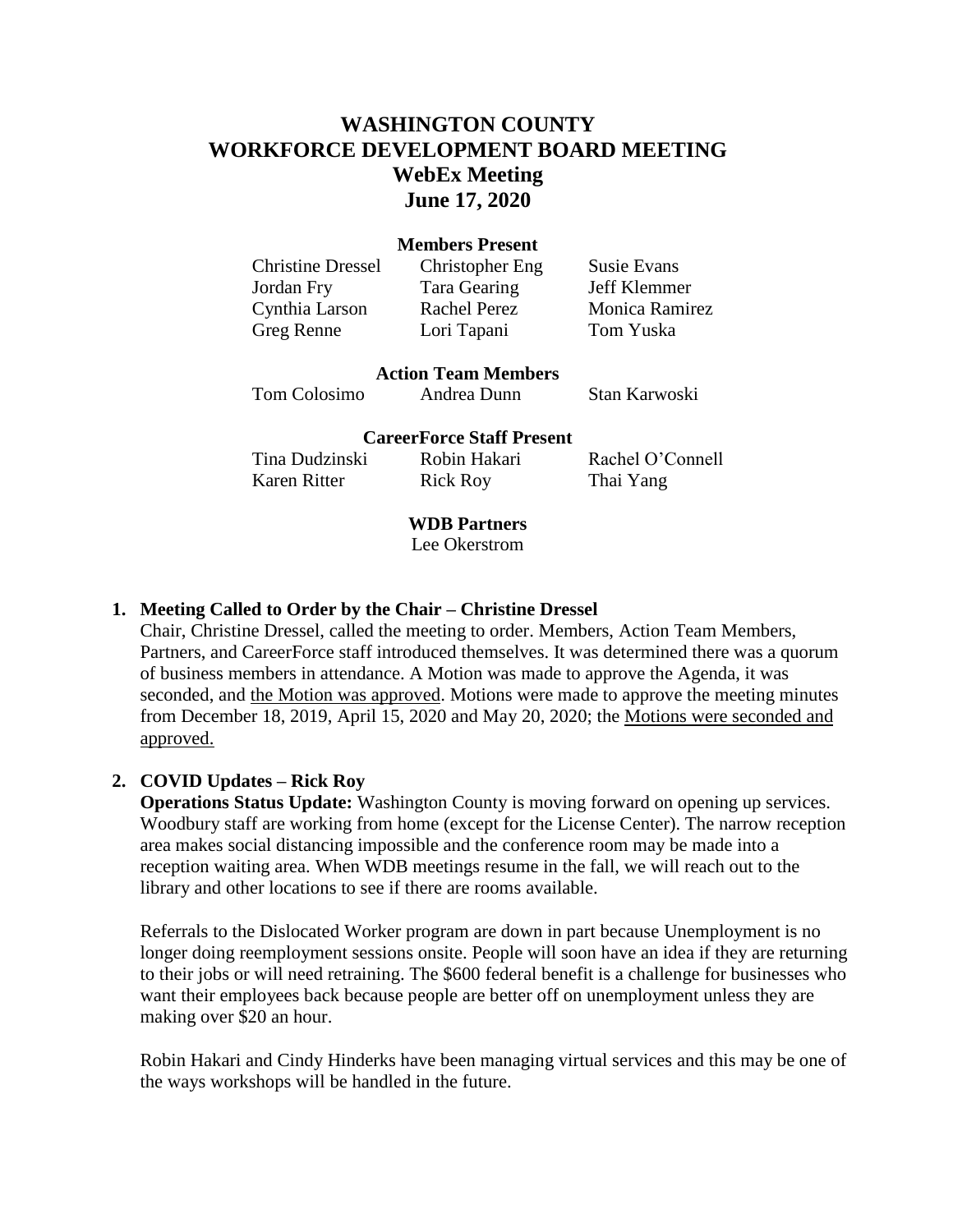# WASHINGTON COUNTY
# WORKFORCE DEVELOPMENT BOARD MEETING
## WebEx Meeting
## June 17, 2020

**Members Present**

| | | |
|---|---|---|
| Christine Dressel | Christopher Eng | Susie Evans |
| Jordan Fry | Tara Gearing | Jeff Klemmer |
| Cynthia Larson | Rachel Perez | Monica Ramirez |
| Greg Renne | Lori Tapani | Tom Yuska |

**Action Team Members**

| | | |
|---|---|---|
| Tom Colosimo | Andrea Dunn | Stan Karwoski |

**CareerForce Staff Present**

| | | |
|---|---|---|
| Tina Dudzinski | Robin Hakari | Rachel O'Connell |
| Karen Ritter | Rick Roy | Thai Yang |

**WDB Partners**

Lee Okerstrom

1. **Meeting Called to Order by the Chair – Christine Dressel**

   Chair, Christine Dressel, called the meeting to order. Members, Action Team Members, Partners, and CareerForce staff introduced themselves. It was determined there was a quorum of business members in attendance. A Motion was made to approve the Agenda, it was seconded, and the Motion was approved. Motions were made to approve the meeting minutes from December 18, 2019, April 15, 2020 and May 20, 2020; the Motions were seconded and approved.

2. **COVID Updates – Rick Roy**

   **Operations Status Update:** Washington County is moving forward on opening up services. Woodbury staff are working from home (except for the License Center). The narrow reception area makes social distancing impossible and the conference room may be made into a reception waiting area. When WDB meetings resume in the fall, we will reach out to the library and other locations to see if there are rooms available.

   Referrals to the Dislocated Worker program are down in part because Unemployment is no longer doing reemployment sessions onsite. People will soon have an idea if they are returning to their jobs or will need retraining. The $600 federal benefit is a challenge for businesses who want their employees back because people are better off on unemployment unless they are making over $20 an hour.

   Robin Hakari and Cindy Hinderks have been managing virtual services and this may be one of the ways workshops will be handled in the future.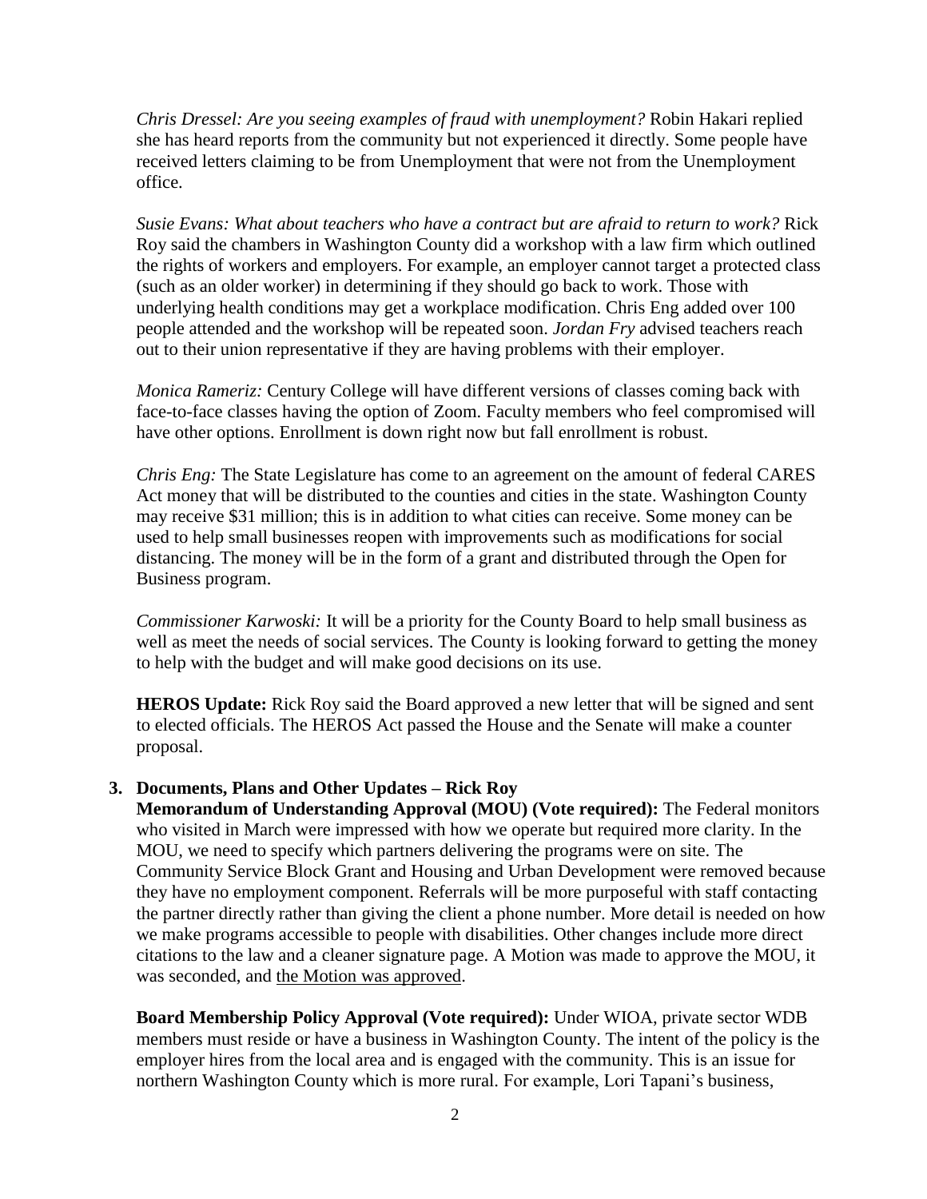*Chris Dressel: Are you seeing examples of fraud with unemployment?* Robin Hakari replied she has heard reports from the community but not experienced it directly. Some people have received letters claiming to be from Unemployment that were not from the Unemployment office.

*Susie Evans: What about teachers who have a contract but are afraid to return to work?* Rick Roy said the chambers in Washington County did a workshop with a law firm which outlined the rights of workers and employers. For example, an employer cannot target a protected class (such as an older worker) in determining if they should go back to work. Those with underlying health conditions may get a workplace modification. Chris Eng added over 100 people attended and the workshop will be repeated soon. *Jordan Fry* advised teachers reach out to their union representative if they are having problems with their employer.

*Monica Rameriz:* Century College will have different versions of classes coming back with face-to-face classes having the option of Zoom. Faculty members who feel compromised will have other options. Enrollment is down right now but fall enrollment is robust.

*Chris Eng:* The State Legislature has come to an agreement on the amount of federal CARES Act money that will be distributed to the counties and cities in the state. Washington County may receive $31 million; this is in addition to what cities can receive. Some money can be used to help small businesses reopen with improvements such as modifications for social distancing. The money will be in the form of a grant and distributed through the Open for Business program.

*Commissioner Karwoski:* It will be a priority for the County Board to help small business as well as meet the needs of social services. The County is looking forward to getting the money to help with the budget and will make good decisions on its use.

**HEROS Update:** Rick Roy said the Board approved a new letter that will be signed and sent to elected officials. The HEROS Act passed the House and the Senate will make a counter proposal.

**3. Documents, Plans and Other Updates – Rick Roy**

**Memorandum of Understanding Approval (MOU) (Vote required):** The Federal monitors who visited in March were impressed with how we operate but required more clarity. In the MOU, we need to specify which partners delivering the programs were on site. The Community Service Block Grant and Housing and Urban Development were removed because they have no employment component. Referrals will be more purposeful with staff contacting the partner directly rather than giving the client a phone number. More detail is needed on how we make programs accessible to people with disabilities. Other changes include more direct citations to the law and a cleaner signature page. A Motion was made to approve the MOU, it was seconded, and <u>the Motion was approved</u>.

**Board Membership Policy Approval (Vote required):** Under WIOA, private sector WDB members must reside or have a business in Washington County. The intent of the policy is the employer hires from the local area and is engaged with the community. This is an issue for northern Washington County which is more rural. For example, Lori Tapani's business,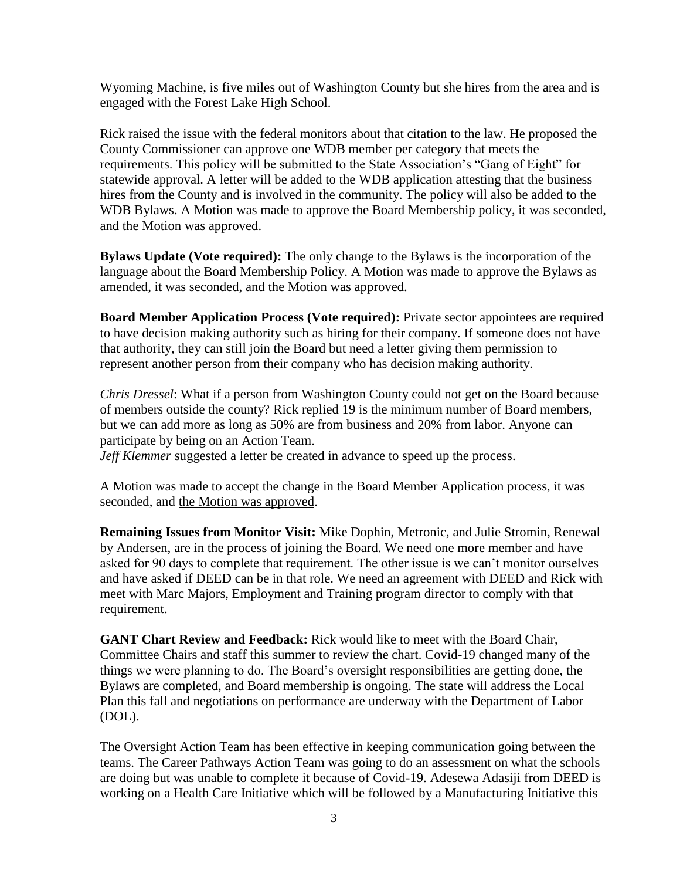Wyoming Machine, is five miles out of Washington County but she hires from the area and is engaged with the Forest Lake High School.

Rick raised the issue with the federal monitors about that citation to the law. He proposed the County Commissioner can approve one WDB member per category that meets the requirements. This policy will be submitted to the State Association's "Gang of Eight" for statewide approval. A letter will be added to the WDB application attesting that the business hires from the County and is involved in the community. The policy will also be added to the WDB Bylaws. A Motion was made to approve the Board Membership policy, it was seconded, and the Motion was approved.

**Bylaws Update (Vote required):** The only change to the Bylaws is the incorporation of the language about the Board Membership Policy. A Motion was made to approve the Bylaws as amended, it was seconded, and the Motion was approved.

**Board Member Application Process (Vote required):** Private sector appointees are required to have decision making authority such as hiring for their company. If someone does not have that authority, they can still join the Board but need a letter giving them permission to represent another person from their company who has decision making authority.

*Chris Dressel*: What if a person from Washington County could not get on the Board because of members outside the county? Rick replied 19 is the minimum number of Board members, but we can add more as long as 50% are from business and 20% from labor. Anyone can participate by being on an Action Team.
*Jeff Klemmer* suggested a letter be created in advance to speed up the process.

A Motion was made to accept the change in the Board Member Application process, it was seconded, and the Motion was approved.

**Remaining Issues from Monitor Visit:** Mike Dophin, Metronic, and Julie Stromin, Renewal by Andersen, are in the process of joining the Board. We need one more member and have asked for 90 days to complete that requirement. The other issue is we can't monitor ourselves and have asked if DEED can be in that role. We need an agreement with DEED and Rick with meet with Marc Majors, Employment and Training program director to comply with that requirement.

**GANT Chart Review and Feedback:** Rick would like to meet with the Board Chair, Committee Chairs and staff this summer to review the chart. Covid-19 changed many of the things we were planning to do. The Board's oversight responsibilities are getting done, the Bylaws are completed, and Board membership is ongoing. The state will address the Local Plan this fall and negotiations on performance are underway with the Department of Labor (DOL).

The Oversight Action Team has been effective in keeping communication going between the teams. The Career Pathways Action Team was going to do an assessment on what the schools are doing but was unable to complete it because of Covid-19. Adesewa Adasiji from DEED is working on a Health Care Initiative which will be followed by a Manufacturing Initiative this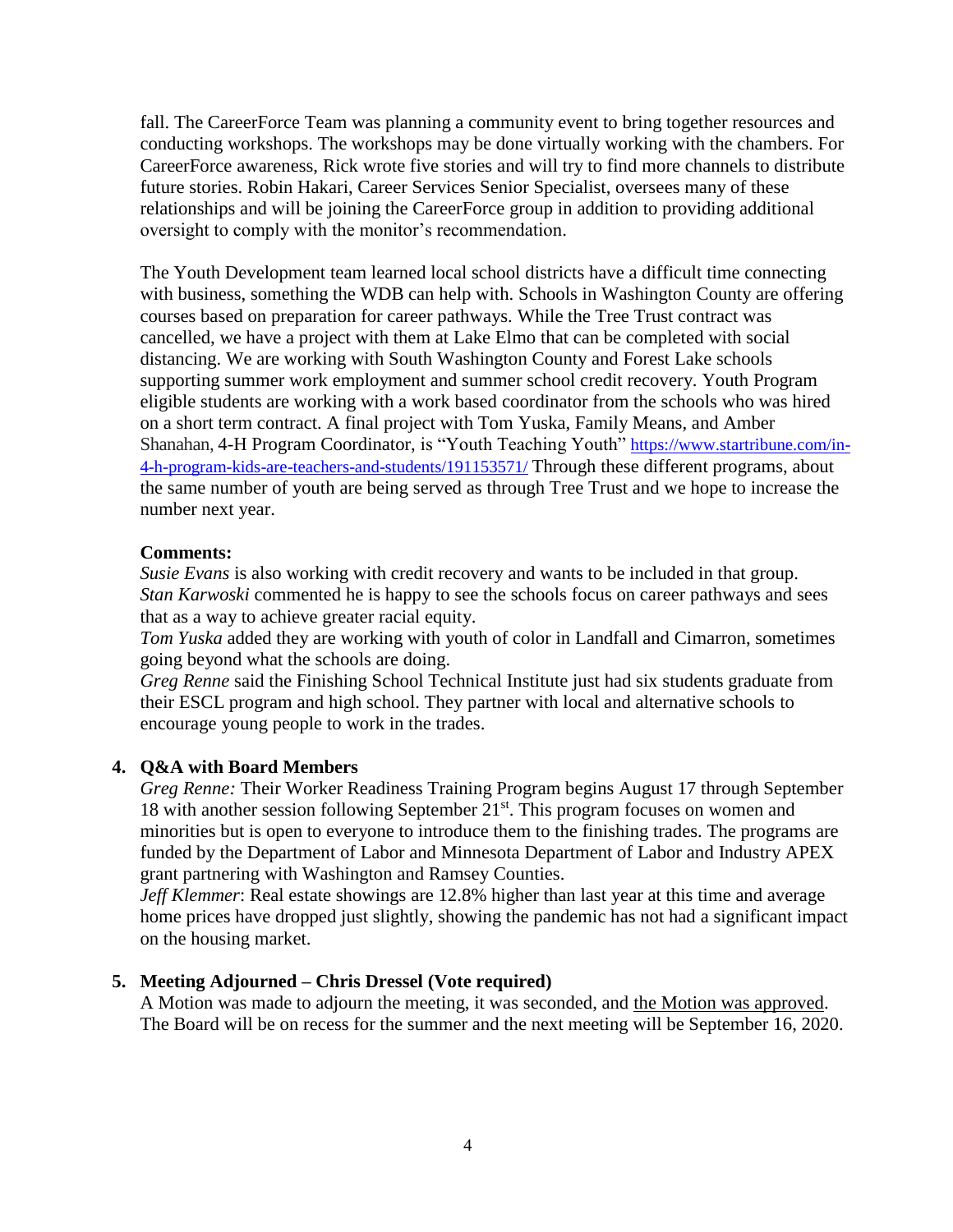fall. The CareerForce Team was planning a community event to bring together resources and conducting workshops. The workshops may be done virtually working with the chambers. For CareerForce awareness, Rick wrote five stories and will try to find more channels to distribute future stories. Robin Hakari, Career Services Senior Specialist, oversees many of these relationships and will be joining the CareerForce group in addition to providing additional oversight to comply with the monitor's recommendation.

The Youth Development team learned local school districts have a difficult time connecting with business, something the WDB can help with. Schools in Washington County are offering courses based on preparation for career pathways. While the Tree Trust contract was cancelled, we have a project with them at Lake Elmo that can be completed with social distancing. We are working with South Washington County and Forest Lake schools supporting summer work employment and summer school credit recovery. Youth Program eligible students are working with a work based coordinator from the schools who was hired on a short term contract. A final project with Tom Yuska, Family Means, and Amber Shanahan, 4-H Program Coordinator, is "Youth Teaching Youth" https://www.startribune.com/in-4-h-program-kids-are-teachers-and-students/191153571/ Through these different programs, about the same number of youth are being served as through Tree Trust and we hope to increase the number next year.

**Comments:**

*Susie Evans* is also working with credit recovery and wants to be included in that group.
*Stan Karwoski* commented he is happy to see the schools focus on career pathways and sees that as a way to achieve greater racial equity.
*Tom Yuska* added they are working with youth of color in Landfall and Cimarron, sometimes going beyond what the schools are doing.
*Greg Renne* said the Finishing School Technical Institute just had six students graduate from their ESCL program and high school. They partner with local and alternative schools to encourage young people to work in the trades.

4. **Q&A with Board Members**

   *Greg Renne:* Their Worker Readiness Training Program begins August 17 through September 18 with another session following September 21st. This program focuses on women and minorities but is open to everyone to introduce them to the finishing trades. The programs are funded by the Department of Labor and Minnesota Department of Labor and Industry APEX grant partnering with Washington and Ramsey Counties.
   *Jeff Klemmer*: Real estate showings are 12.8% higher than last year at this time and average home prices have dropped just slightly, showing the pandemic has not had a significant impact on the housing market.

5. **Meeting Adjourned – Chris Dressel (Vote required)**

   A Motion was made to adjourn the meeting, it was seconded, and the Motion was approved. The Board will be on recess for the summer and the next meeting will be September 16, 2020.